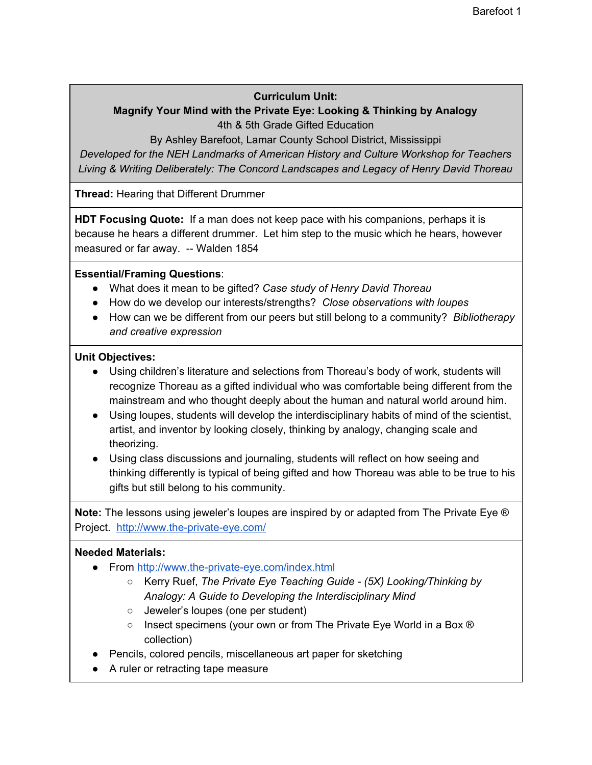**Curriculum Unit:**

**Magnify Your Mind with the Private Eye: Looking & Thinking by Analogy**

4th & 5th Grade Gifted Education

By Ashley Barefoot, Lamar County School District, Mississippi

*Developed for the NEH Landmarks of American History and Culture Workshop for Teachers Living & Writing Deliberately: The Concord Landscapes and Legacy of Henry David Thoreau*

**Thread:** Hearing that Different Drummer

**HDT Focusing Quote:** If a man does not keep pace with his companions, perhaps it is because he hears a different drummer. Let him step to the music which he hears, however measured or far away. -- Walden 1854

**Essential/Framing Questions**:

- What does it mean to be gifted? *Case study of Henry David Thoreau*
- How do we develop our interests/strengths? *Close observations with loupes*
- How can we be different from our peers but still belong to a community? *Bibliotherapy and creative expression*

**Unit Objectives:**

- Using children's literature and selections from Thoreau's body of work, students will recognize Thoreau as a gifted individual who was comfortable being different from the mainstream and who thought deeply about the human and natural world around him.
- Using loupes, students will develop the interdisciplinary habits of mind of the scientist, artist, and inventor by looking closely, thinking by analogy, changing scale and theorizing.
- Using class discussions and journaling, students will reflect on how seeing and thinking differently is typical of being gifted and how Thoreau was able to be true to his gifts but still belong to his community.

**Note:** The lessons using jeweler's loupes are inspired by or adapted from The Private Eye ® Project. http://www.the-private-eye.com/

**Needed Materials:**

- From http://www.the-private-eye.com/index.html
  - Kerry Ruef, *The Private Eye Teaching Guide - (5X) Looking/Thinking by Analogy: A Guide to Developing the Interdisciplinary Mind*
  - Jeweler's loupes (one per student)
  - Insect specimens (your own or from The Private Eye World in a Box ® collection)
- Pencils, colored pencils, miscellaneous art paper for sketching
- A ruler or retracting tape measure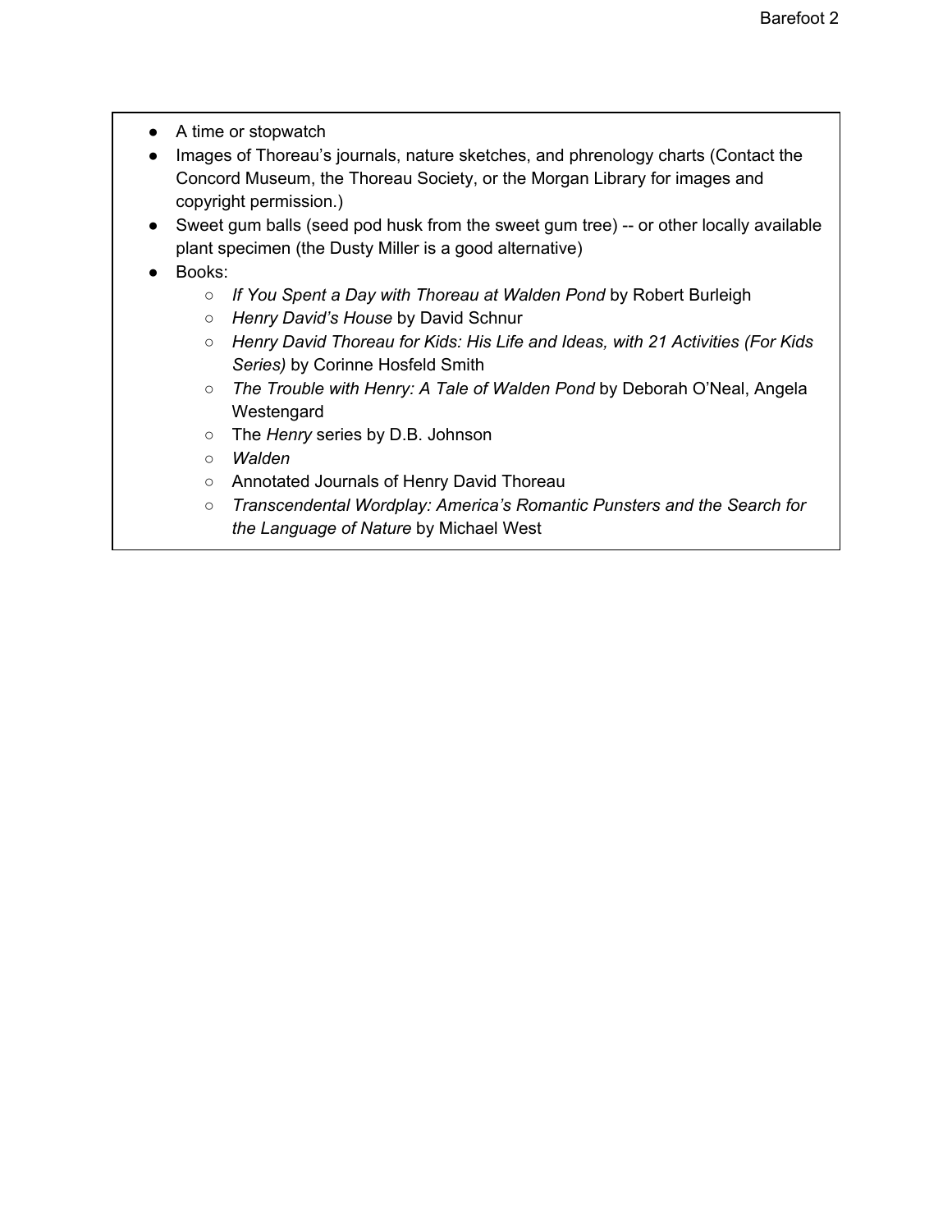- A time or stopwatch
- Images of Thoreau's journals, nature sketches, and phrenology charts (Contact the Concord Museum, the Thoreau Society, or the Morgan Library for images and copyright permission.)
- Sweet gum balls (seed pod husk from the sweet gum tree) -- or other locally available plant specimen (the Dusty Miller is a good alternative)
- Books:
  - *If You Spent a Day with Thoreau at Walden Pond* by Robert Burleigh
  - *Henry David's House* by David Schnur
  - *Henry David Thoreau for Kids: His Life and Ideas, with 21 Activities (For Kids Series)* by Corinne Hosfeld Smith
  - *The Trouble with Henry: A Tale of Walden Pond* by Deborah O'Neal, Angela Westengard
  - The *Henry* series by D.B. Johnson
  - *Walden*
  - Annotated Journals of Henry David Thoreau
  - *Transcendental Wordplay: America's Romantic Punsters and the Search for the Language of Nature* by Michael West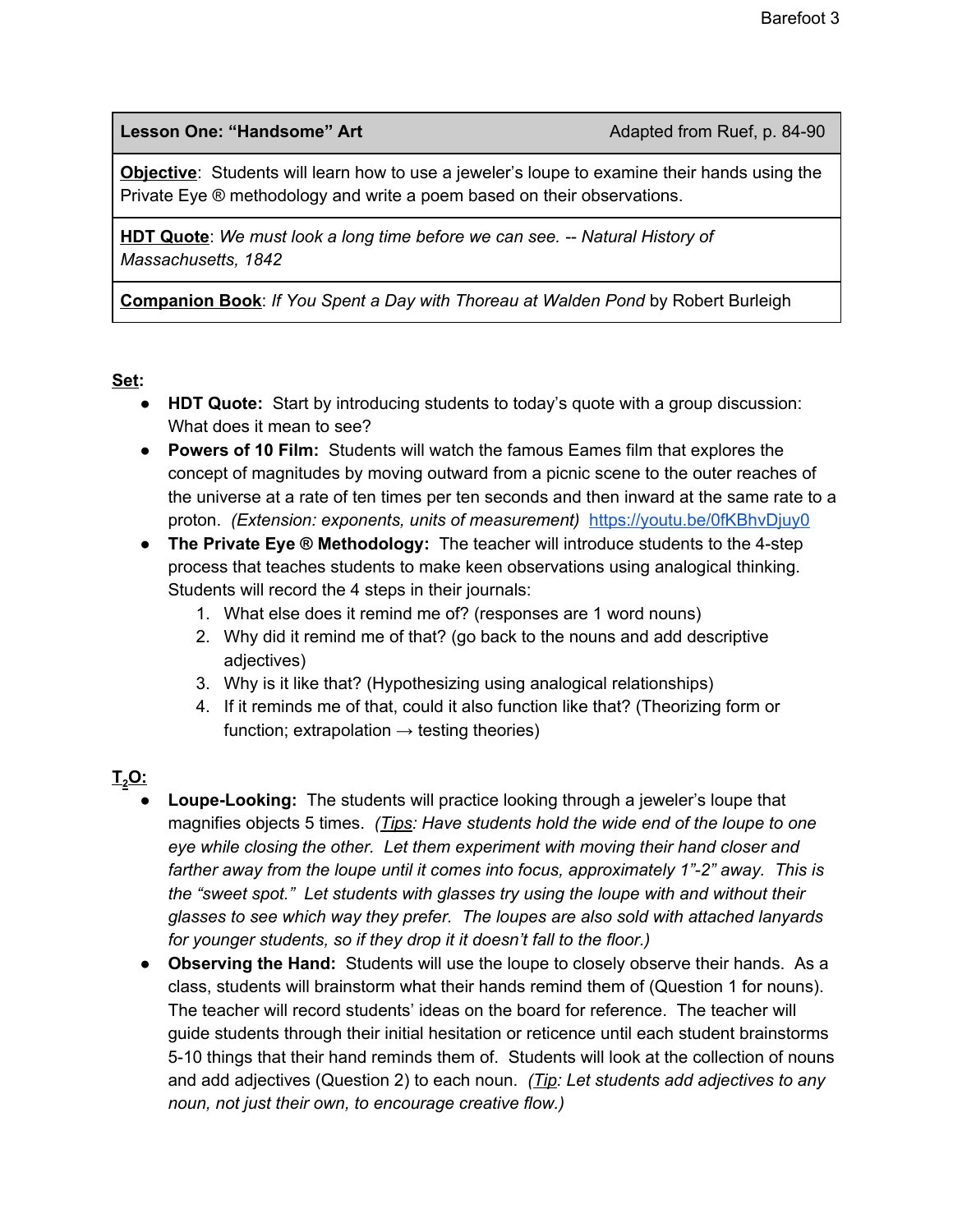| **Lesson One: "Handsome" Art** | Adapted from Ruef, p. 84-90 |
|---|---|
| **Objective**: Students will learn how to use a jeweler's loupe to examine their hands using the Private Eye ® methodology and write a poem based on their observations. | |
| **HDT Quote**: *We must look a long time before we can see. -- Natural History of Massachusetts, 1842* | |
| **Companion Book**: *If You Spent a Day with Thoreau at Walden Pond* by Robert Burleigh | |

**Set:**

- **HDT Quote:** Start by introducing students to today's quote with a group discussion: What does it mean to see?
- **Powers of 10 Film:** Students will watch the famous Eames film that explores the concept of magnitudes by moving outward from a picnic scene to the outer reaches of the universe at a rate of ten times per ten seconds and then inward at the same rate to a proton. *(Extension: exponents, units of measurement)* https://youtu.be/0fKBhvDjuy0
- **The Private Eye ® Methodology:** The teacher will introduce students to the 4-step process that teaches students to make keen observations using analogical thinking. Students will record the 4 steps in their journals:
    1. What else does it remind me of? (responses are 1 word nouns)
    2. Why did it remind me of that? (go back to the nouns and add descriptive adjectives)
    3. Why is it like that? (Hypothesizing using analogical relationships)
    4. If it reminds me of that, could it also function like that? (Theorizing form or function; extrapolation → testing theories)

**$T_2O$:**

- **Loupe-Looking:** The students will practice looking through a jeweler's loupe that magnifies objects 5 times. *(Tips: Have students hold the wide end of the loupe to one eye while closing the other. Let them experiment with moving their hand closer and farther away from the loupe until it comes into focus, approximately 1"-2" away. This is the "sweet spot." Let students with glasses try using the loupe with and without their glasses to see which way they prefer. The loupes are also sold with attached lanyards for younger students, so if they drop it it doesn't fall to the floor.)*
- **Observing the Hand:** Students will use the loupe to closely observe their hands. As a class, students will brainstorm what their hands remind them of (Question 1 for nouns). The teacher will record students' ideas on the board for reference. The teacher will guide students through their initial hesitation or reticence until each student brainstorms 5-10 things that their hand reminds them of. Students will look at the collection of nouns and add adjectives (Question 2) to each noun. *(Tip: Let students add adjectives to any noun, not just their own, to encourage creative flow.)*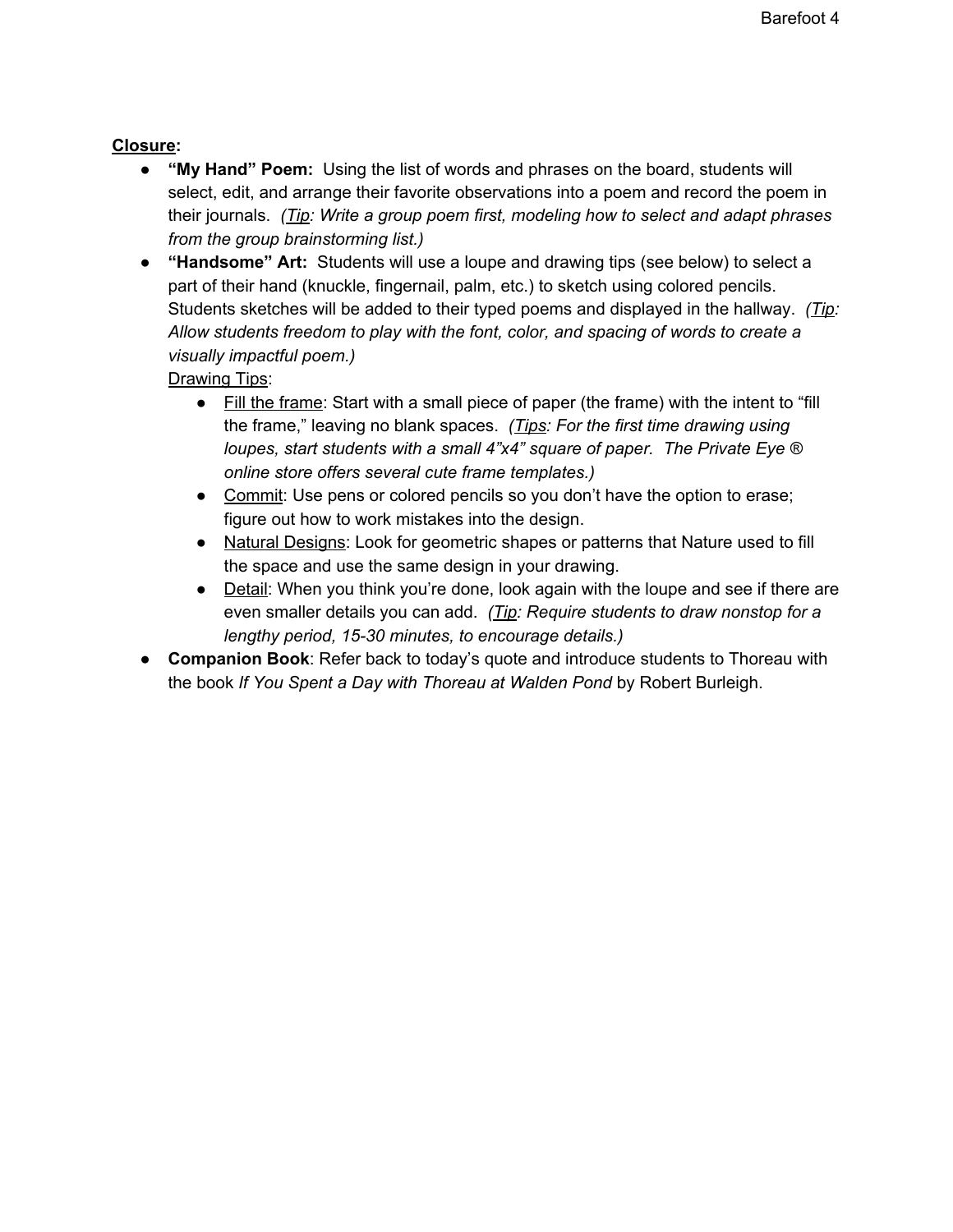**Closure:**

- **"My Hand" Poem:** Using the list of words and phrases on the board, students will select, edit, and arrange their favorite observations into a poem and record the poem in their journals. *(Tip: Write a group poem first, modeling how to select and adapt phrases from the group brainstorming list.)*
- **"Handsome" Art:** Students will use a loupe and drawing tips (see below) to select a part of their hand (knuckle, fingernail, palm, etc.) to sketch using colored pencils. Students sketches will be added to their typed poems and displayed in the hallway. *(Tip: Allow students freedom to play with the font, color, and spacing of words to create a visually impactful poem.)*

  Drawing Tips:

  - Fill the frame: Start with a small piece of paper (the frame) with the intent to "fill the frame," leaving no blank spaces. *(Tips: For the first time drawing using loupes, start students with a small 4"x4" square of paper. The Private Eye ® online store offers several cute frame templates.)*
  - Commit: Use pens or colored pencils so you don't have the option to erase; figure out how to work mistakes into the design.
  - Natural Designs: Look for geometric shapes or patterns that Nature used to fill the space and use the same design in your drawing.
  - Detail: When you think you're done, look again with the loupe and see if there are even smaller details you can add. *(Tip: Require students to draw nonstop for a lengthy period, 15-30 minutes, to encourage details.)*
- **Companion Book**: Refer back to today's quote and introduce students to Thoreau with the book *If You Spent a Day with Thoreau at Walden Pond* by Robert Burleigh.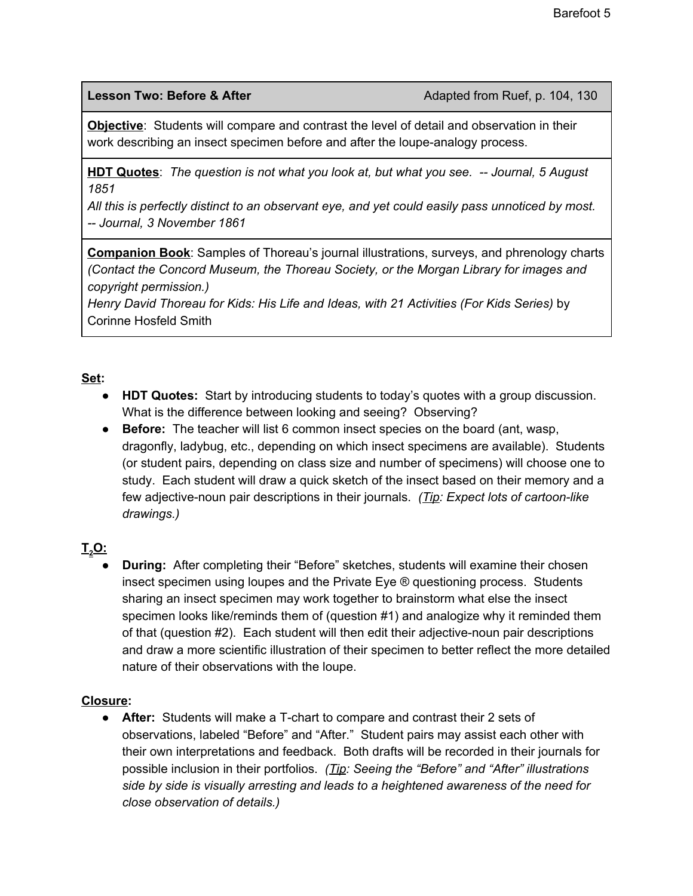| **Lesson Two: Before & After** | Adapted from Ruef, p. 104, 130 |
| --- | --- |
| **Objective**: Students will compare and contrast the level of detail and observation in their work describing an insect specimen before and after the loupe-analogy process. | |
| **HDT Quotes**: *The question is not what you look at, but what you see. -- Journal, 5 August 1851*<br>*All this is perfectly distinct to an observant eye, and yet could easily pass unnoticed by most. -- Journal, 3 November 1861* | |
| **Companion Book**: Samples of Thoreau's journal illustrations, surveys, and phrenology charts *(Contact the Concord Museum, the Thoreau Society, or the Morgan Library for images and copyright permission.)*<br>*Henry David Thoreau for Kids: His Life and Ideas, with 21 Activities (For Kids Series)* by Corinne Hosfeld Smith | |

**Set:**

- **HDT Quotes:** Start by introducing students to today's quotes with a group discussion. What is the difference between looking and seeing? Observing?
- **Before:** The teacher will list 6 common insect species on the board (ant, wasp, dragonfly, ladybug, etc., depending on which insect specimens are available). Students (or student pairs, depending on class size and number of specimens) will choose one to study. Each student will draw a quick sketch of the insect based on their memory and a few adjective-noun pair descriptions in their journals. *(Tip: Expect lots of cartoon-like drawings.)*

**$T_2O$:**

- **During:** After completing their "Before" sketches, students will examine their chosen insect specimen using loupes and the Private Eye ® questioning process. Students sharing an insect specimen may work together to brainstorm what else the insect specimen looks like/reminds them of (question #1) and analogize why it reminded them of that (question #2). Each student will then edit their adjective-noun pair descriptions and draw a more scientific illustration of their specimen to better reflect the more detailed nature of their observations with the loupe.

**Closure:**

- **After:** Students will make a T-chart to compare and contrast their 2 sets of observations, labeled "Before" and "After." Student pairs may assist each other with their own interpretations and feedback. Both drafts will be recorded in their journals for possible inclusion in their portfolios. *(Tip: Seeing the "Before" and "After" illustrations side by side is visually arresting and leads to a heightened awareness of the need for close observation of details.)*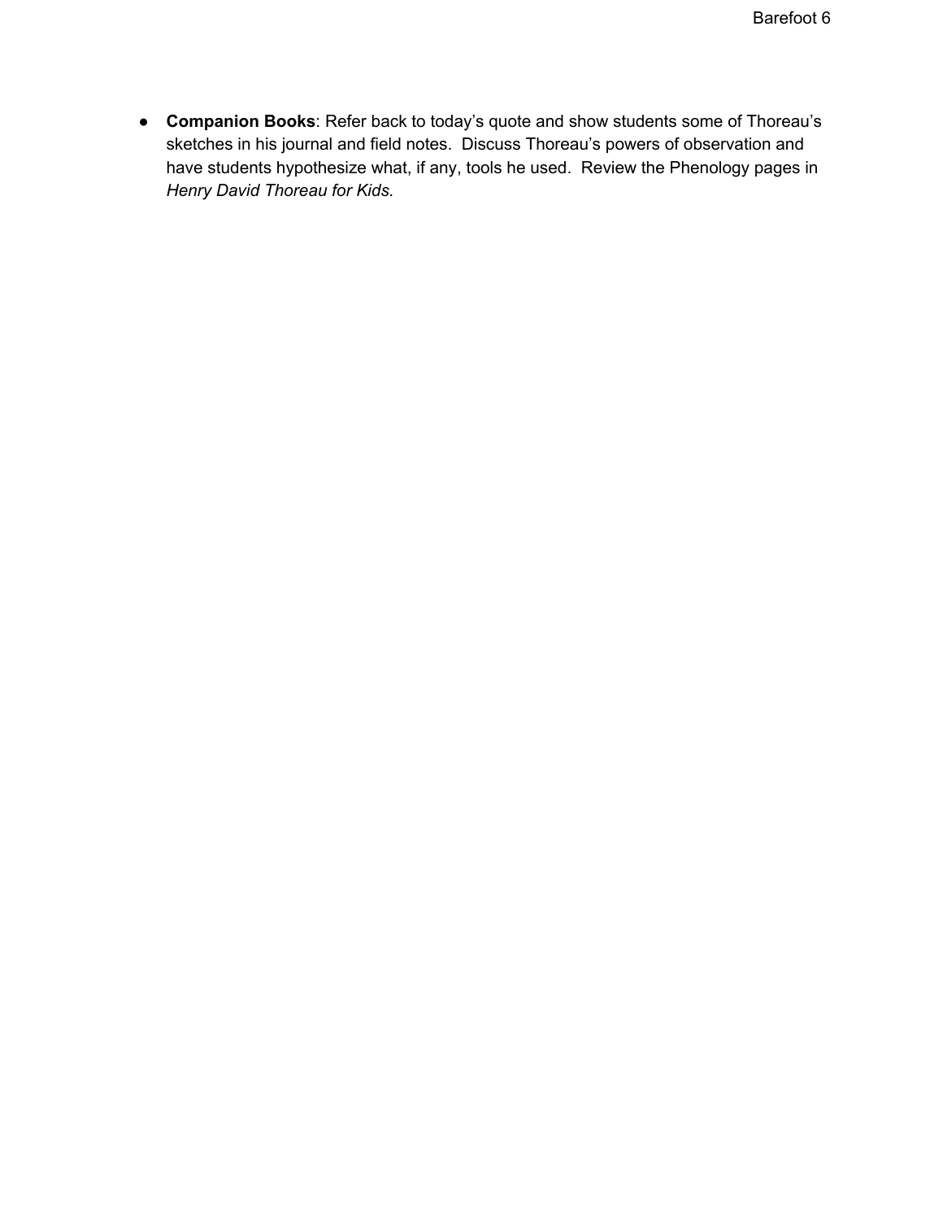- **Companion Books**: Refer back to today's quote and show students some of Thoreau's sketches in his journal and field notes. Discuss Thoreau's powers of observation and have students hypothesize what, if any, tools he used. Review the Phenology pages in *Henry David Thoreau for Kids.*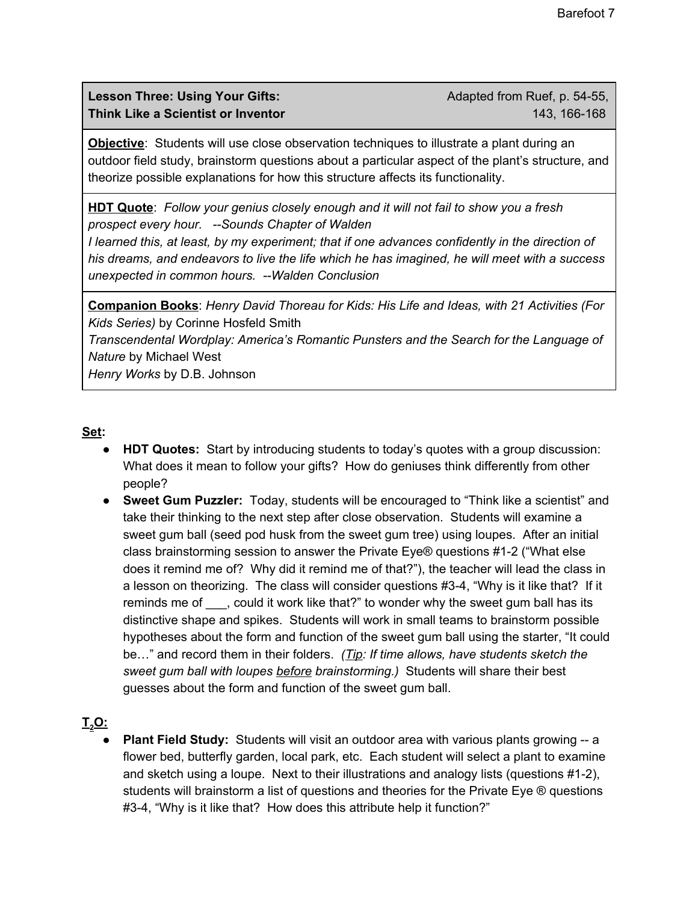| **Lesson Three: Using Your Gifts: Think Like a Scientist or Inventor** | Adapted from Ruef, p. 54-55, 143, 166-168 |
|---|---|
| **Objective**: Students will use close observation techniques to illustrate a plant during an outdoor field study, brainstorm questions about a particular aspect of the plant's structure, and theorize possible explanations for how this structure affects its functionality. | |
| **HDT Quote**: *Follow your genius closely enough and it will not fail to show you a fresh prospect every hour. --Sounds Chapter of Walden* *I learned this, at least, by my experiment; that if one advances confidently in the direction of his dreams, and endeavors to live the life which he has imagined, he will meet with a success unexpected in common hours. --Walden Conclusion* | |
| **Companion Books**: *Henry David Thoreau for Kids: His Life and Ideas, with 21 Activities (For Kids Series)* by Corinne Hosfeld Smith *Transcendental Wordplay: America's Romantic Punsters and the Search for the Language of Nature* by Michael West *Henry Works* by D.B. Johnson | |

**Set:**

- **HDT Quotes:** Start by introducing students to today's quotes with a group discussion: What does it mean to follow your gifts? How do geniuses think differently from other people?
- **Sweet Gum Puzzler:** Today, students will be encouraged to "Think like a scientist" and take their thinking to the next step after close observation. Students will examine a sweet gum ball (seed pod husk from the sweet gum tree) using loupes. After an initial class brainstorming session to answer the Private Eye® questions #1-2 ("What else does it remind me of? Why did it remind me of that?"), the teacher will lead the class in a lesson on theorizing. The class will consider questions #3-4, "Why is it like that? If it reminds me of ___, could it work like that?" to wonder why the sweet gum ball has its distinctive shape and spikes. Students will work in small teams to brainstorm possible hypotheses about the form and function of the sweet gum ball using the starter, "It could be…" and record them in their folders. *(Tip: If time allows, have students sketch the sweet gum ball with loupes before brainstorming.)* Students will share their best guesses about the form and function of the sweet gum ball.

**$T_2O$:**

- **Plant Field Study:** Students will visit an outdoor area with various plants growing -- a flower bed, butterfly garden, local park, etc. Each student will select a plant to examine and sketch using a loupe. Next to their illustrations and analogy lists (questions #1-2), students will brainstorm a list of questions and theories for the Private Eye ® questions #3-4, "Why is it like that? How does this attribute help it function?"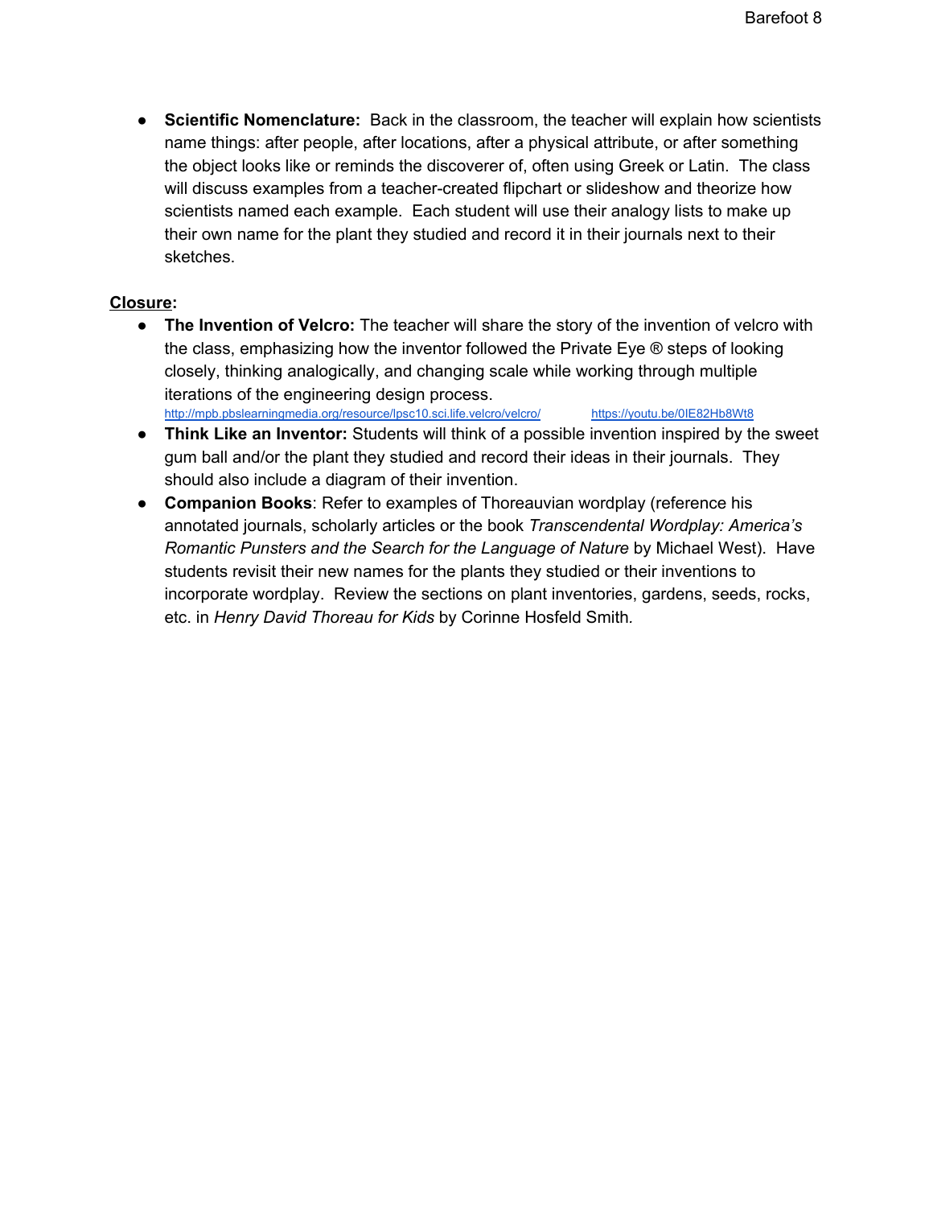- **Scientific Nomenclature:** Back in the classroom, the teacher will explain how scientists name things: after people, after locations, after a physical attribute, or after something the object looks like or reminds the discoverer of, often using Greek or Latin. The class will discuss examples from a teacher-created flipchart or slideshow and theorize how scientists named each example. Each student will use their analogy lists to make up their own name for the plant they studied and record it in their journals next to their sketches.

**Closure:**

- **The Invention of Velcro:** The teacher will share the story of the invention of velcro with the class, emphasizing how the inventor followed the Private Eye ® steps of looking closely, thinking analogically, and changing scale while working through multiple iterations of the engineering design process.
  http://mpb.pbslearningmedia.org/resource/lpsc10.sci.life.velcro/velcro/ https://youtu.be/0IE82Hb8Wt8
- **Think Like an Inventor:** Students will think of a possible invention inspired by the sweet gum ball and/or the plant they studied and record their ideas in their journals. They should also include a diagram of their invention.
- **Companion Books**: Refer to examples of Thoreauvian wordplay (reference his annotated journals, scholarly articles or the book *Transcendental Wordplay: America's Romantic Punsters and the Search for the Language of Nature* by Michael West). Have students revisit their new names for the plants they studied or their inventions to incorporate wordplay. Review the sections on plant inventories, gardens, seeds, rocks, etc. in *Henry David Thoreau for Kids* by Corinne Hosfeld Smith.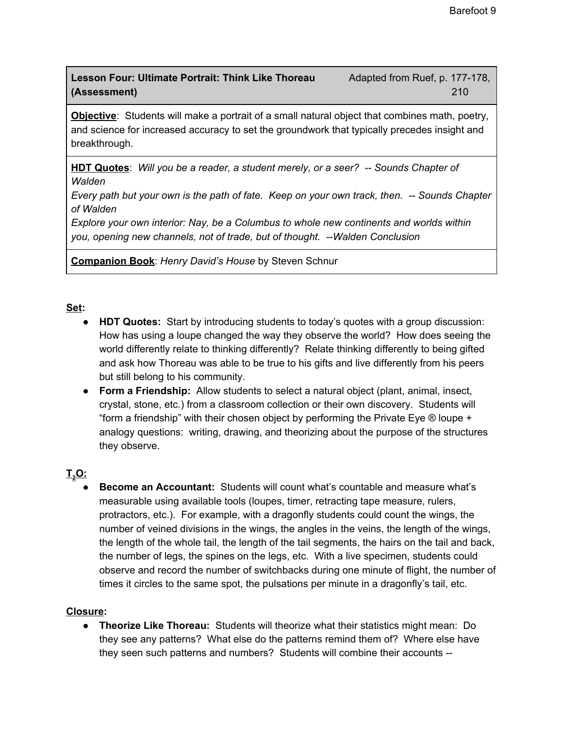| **Lesson Four: Ultimate Portrait: Think Like Thoreau (Assessment)** | Adapted from Ruef, p. 177-178, 210 |
| --- | --- |
| **Objective**: Students will make a portrait of a small natural object that combines math, poetry, and science for increased accuracy to set the groundwork that typically precedes insight and breakthrough. | |
| **HDT Quotes**: *Will you be a reader, a student merely, or a seer? -- Sounds Chapter of Walden* *Every path but your own is the path of fate. Keep on your own track, then. -- Sounds Chapter of Walden* *Explore your own interior: Nay, be a Columbus to whole new continents and worlds within you, opening new channels, not of trade, but of thought. --Walden Conclusion* | |
| **Companion Book**: *Henry David's House* by Steven Schnur | |

**Set:**

- **HDT Quotes:** Start by introducing students to today's quotes with a group discussion: How has using a loupe changed the way they observe the world? How does seeing the world differently relate to thinking differently? Relate thinking differently to being gifted and ask how Thoreau was able to be true to his gifts and live differently from his peers but still belong to his community.
- **Form a Friendship:** Allow students to select a natural object (plant, animal, insect, crystal, stone, etc.) from a classroom collection or their own discovery. Students will "form a friendship" with their chosen object by performing the Private Eye ® loupe + analogy questions: writing, drawing, and theorizing about the purpose of the structures they observe.

**$T_2O$:**

- **Become an Accountant:** Students will count what's countable and measure what's measurable using available tools (loupes, timer, retracting tape measure, rulers, protractors, etc.). For example, with a dragonfly students could count the wings, the number of veined divisions in the wings, the angles in the veins, the length of the wings, the length of the whole tail, the length of the tail segments, the hairs on the tail and back, the number of legs, the spines on the legs, etc. With a live specimen, students could observe and record the number of switchbacks during one minute of flight, the number of times it circles to the same spot, the pulsations per minute in a dragonfly's tail, etc.

**Closure:**

- **Theorize Like Thoreau:** Students will theorize what their statistics might mean: Do they see any patterns? What else do the patterns remind them of? Where else have they seen such patterns and numbers? Students will combine their accounts --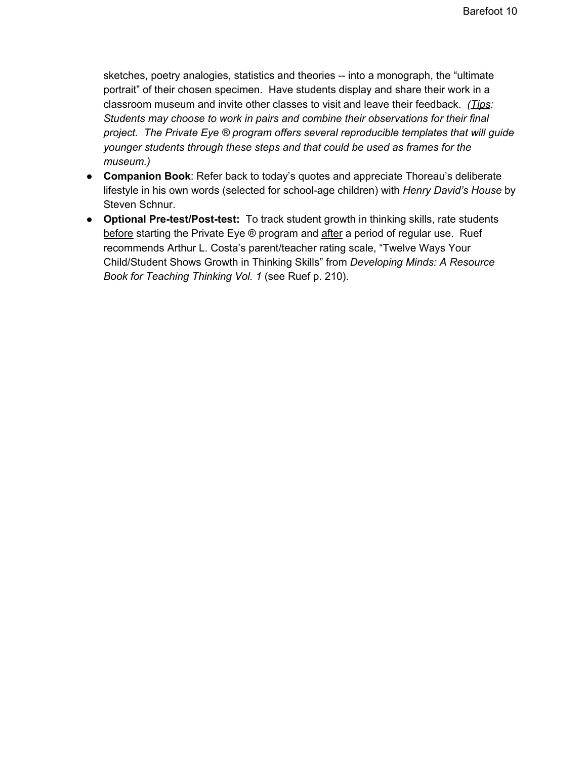sketches, poetry analogies, statistics and theories -- into a monograph, the "ultimate portrait" of their chosen specimen. Have students display and share their work in a classroom museum and invite other classes to visit and leave their feedback. *(Tips: Students may choose to work in pairs and combine their observations for their final project. The Private Eye ® program offers several reproducible templates that will guide younger students through these steps and that could be used as frames for the museum.)*

- **Companion Book**: Refer back to today's quotes and appreciate Thoreau's deliberate lifestyle in his own words (selected for school-age children) with *Henry David's House* by Steven Schnur.
- **Optional Pre-test/Post-test:** To track student growth in thinking skills, rate students before starting the Private Eye ® program and after a period of regular use. Ruef recommends Arthur L. Costa's parent/teacher rating scale, "Twelve Ways Your Child/Student Shows Growth in Thinking Skills" from *Developing Minds: A Resource Book for Teaching Thinking Vol. 1* (see Ruef p. 210).